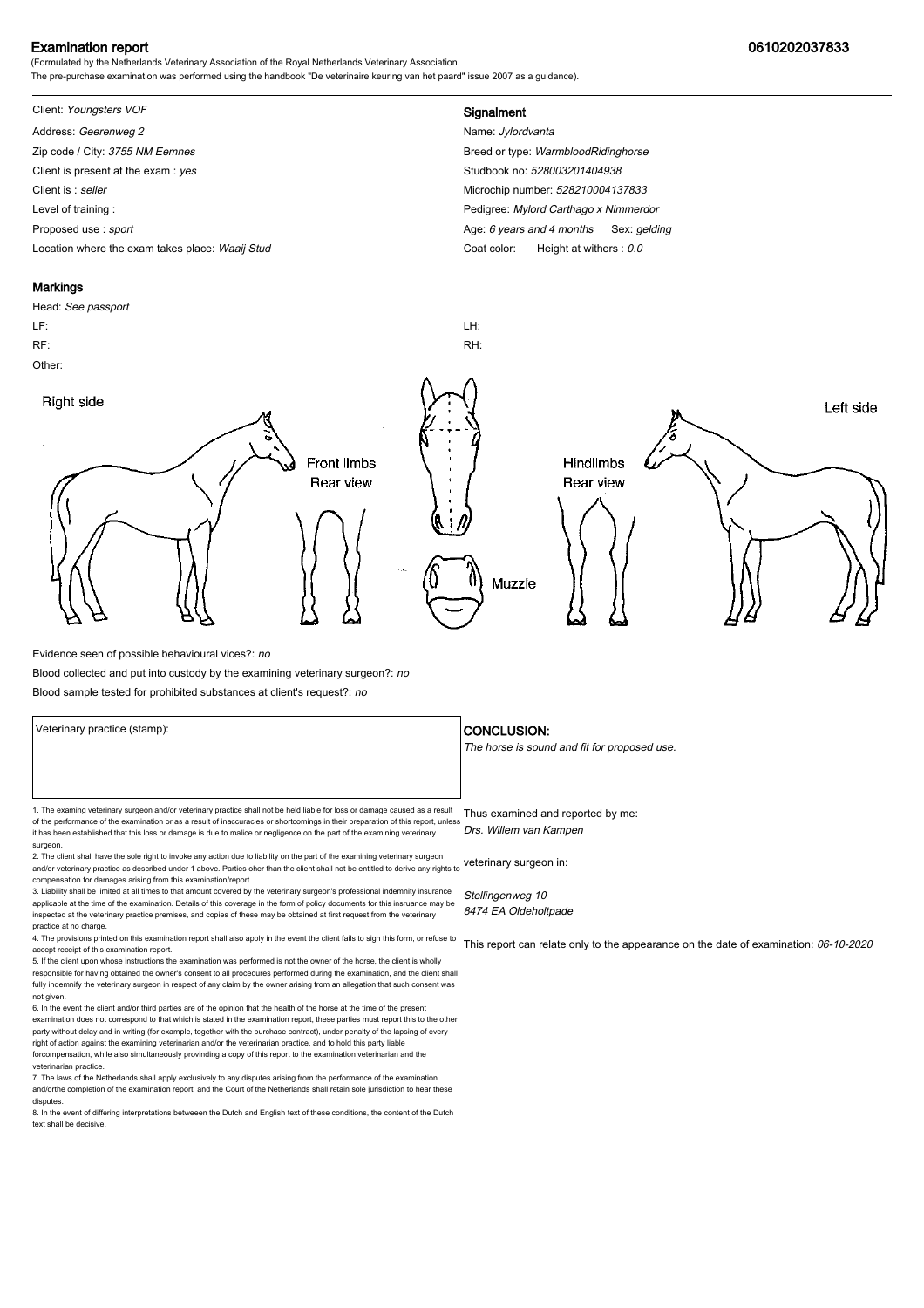# Examination report

**0610202037833**

(Formulated by the Netherlands Veterinary Association of the Royal Netherlands Veterinary Association.
The pre-purchase examination was performed using the handbook "De veterinaire keuring van het paard" issue 2007 as a guidance).

Client: *Youngsters VOF*
Address: *Geerenweg 2*
Zip code / City: *3755 NM Eemnes*
Client is present at the exam : *yes*
Client is : *seller*
Level of training :
Proposed use : *sport*
Location where the exam takes place: *Waaij Stud*

## Signalment

Name: *Jylordvanta*
Breed or type: *WarmbloodRidinghorse*
Studbook no: *528003201404938*
Microchip number: *528210004137833*
Pedigree: *Mylord Carthago x Nimmerdor*
Age: *6 years and 4 months* Sex: *gelding*
Coat color: Height at withers : *0.0*

## Markings

Head: *See passport*
LF:
RF:
Other:
LH:
RH:

Right side

Front limbs Rear view

Muzzle

Hindlimbs Rear view

Left side

Evidence seen of possible behavioural vices?: *no*
Blood collected and put into custody by the examining veterinary surgeon?: *no*
Blood sample tested for prohibited substances at client's request?: *no*

Veterinary practice (stamp):

## CONCLUSION:

*The horse is sound and fit for proposed use.*

Thus examined and reported by me:
*Drs. Willem van Kampen*

veterinary surgeon in:

*Stellingenweg 10*
*8474 EA Oldeholtpade*

This report can relate only to the appearance on the date of examination: *06-10-2020*

1. The examing veterinary surgeon and/or veterinary practice shall not be held liable for loss or damage caused as a result of the performance of the examination or as a result of inaccuracies or shortcomings in their preparation of this report, unless it has been established that this loss or damage is due to malice or negligence on the part of the examining veterinary surgeon.
2. The client shall have the sole right to invoke any action due to liability on the part of the examining veterinary surgeon and/or veterinary practice as described under 1 above. Parties oher than the client shall not be entitled to derive any rights to compensation for damages arising from this examination/report.
3. Liability shall be limited at all times to that amount covered by the veterinary surgeon's professional indemnity insurance applicable at the time of the examination. Details of this coverage in the form of policy documents for this insruance may be inspected at the veterinary practice premises, and copies of these may be obtained at first request from the veterinary practice at no charge.
4. The provisions printed on this examination report shall also apply in the event the client fails to sign this form, or refuse to accept receipt of this examination report.
5. If the client upon whose instructions the examination was performed is not the owner of the horse, the client is wholly responsible for having obtained the owner's consent to all procedures performed during the examination, and the client shall fully indemnify the veterinary surgeon in respect of any claim by the owner arising from an allegation that such consent was not given.
6. In the event the client and/or third parties are of the opinion that the health of the horse at the time of the present examination does not correspond to that which is stated in the examination report, these parties must report this to the other party without delay and in writing (for example, together with the purchase contract), under penalty of the lapsing of every right of action against the examining veterinarian and/or the veterinarian practice, and to hold this party liable forcompensation, while also simultaneously provinding a copy of this report to the examination veterinarian and the veterinarian practice.
7. The laws of the Netherlands shall apply exclusively to any disputes arising from the performance of the examination and/orthe completion of the examination report, and the Court of the Netherlands shall retain sole jurisdiction to hear these disputes.
8. In the event of differing interpretations betweeen the Dutch and English text of these conditions, the content of the Dutch text shall be decisive.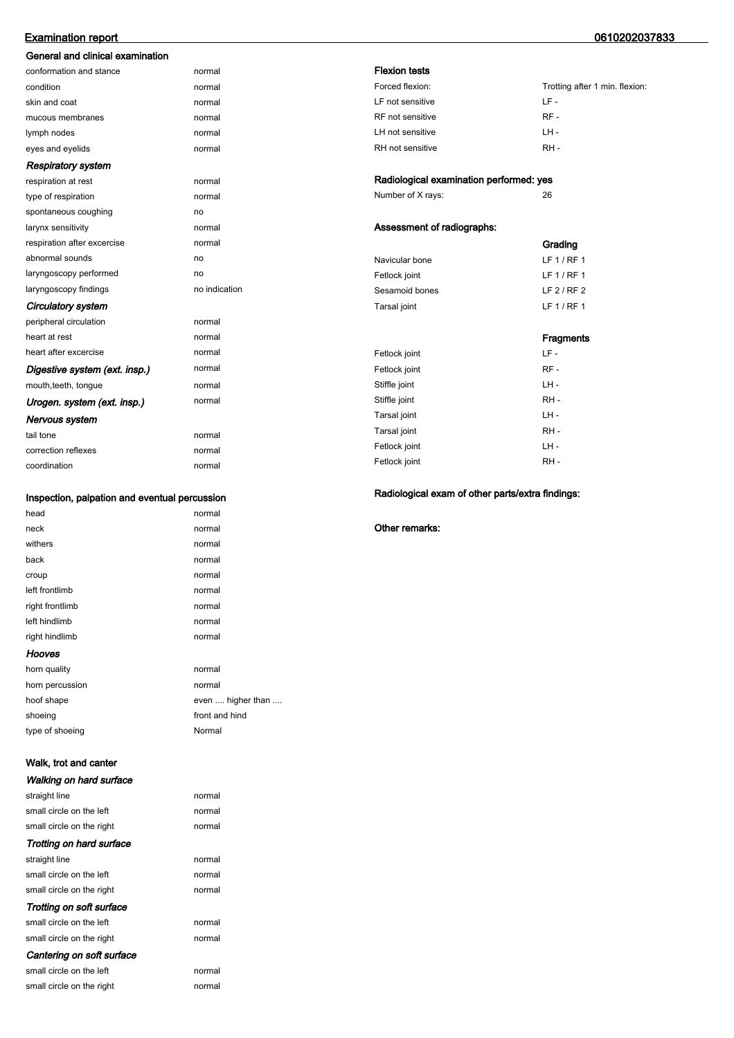## Examination report

0610202037833

### General and clinical examination

| | |
|---|---|
| conformation and stance | normal |
| condition | normal |
| skin and coat | normal |
| mucous membranes | normal |
| lymph nodes | normal |
| eyes and eyelids | normal |

*Respiratory system*

| | |
|---|---|
| respiration at rest | normal |
| type of respiration | normal |
| spontaneous coughing | no |
| larynx sensitivity | normal |
| respiration after excercise | normal |
| abnormal sounds | no |
| laryngoscopy performed | no |
| laryngoscopy findings | no indication |

*Circulatory system*

| | |
|---|---|
| peripheral circulation | normal |
| heart at rest | normal |
| heart after excercise | normal |

| | |
|---|---|
| *Digestive system (ext. insp.)* | normal |
| mouth,teeth, tongue | normal |
| *Urogen. system (ext. insp.)* | normal |

*Nervous system*

| | |
|---|---|
| tail tone | normal |
| correction reflexes | normal |
| coordination | normal |

### Inspection, palpation and eventual percussion

| | |
|---|---|
| head | normal |
| neck | normal |
| withers | normal |
| back | normal |
| croup | normal |
| left frontlimb | normal |
| right frontlimb | normal |
| left hindlimb | normal |
| right hindlimb | normal |

*Hooves*

| | |
|---|---|
| horn quality | normal |
| horn percussion | normal |
| hoof shape | even .... higher than .... |
| shoeing | front and hind |
| type of shoeing | Normal |

### Walk, trot and canter

*Walking on hard surface*

| | |
|---|---|
| straight line | normal |
| small circle on the left | normal |
| small circle on the right | normal |

*Trotting on hard surface*

| | |
|---|---|
| straight line | normal |
| small circle on the left | normal |
| small circle on the right | normal |

*Trotting on soft surface*

| | |
|---|---|
| small circle on the left | normal |
| small circle on the right | normal |

*Cantering on soft surface*

| | |
|---|---|
| small circle on the left | normal |
| small circle on the right | normal |

### Flexion tests

| | |
|---|---|
| Forced flexion: | Trotting after 1 min. flexion: |
| LF not sensitive | LF - |
| RF not sensitive | RF - |
| LH not sensitive | LH - |
| RH not sensitive | RH - |

### Radiological examination performed: yes

Number of X rays: 26

### Assessment of radiographs:

| | Grading |
|---|---|
| Navicular bone | LF 1 / RF 1 |
| Fetlock joint | LF 1 / RF 1 |
| Sesamoid bones | LF 2 / RF 2 |
| Tarsal joint | LF 1 / RF 1 |

| | Fragments |
|---|---|
| Fetlock joint | LF - |
| Fetlock joint | RF - |
| Stiffle joint | LH - |
| Stiffle joint | RH - |
| Tarsal joint | LH - |
| Tarsal joint | RH - |
| Fetlock joint | LH - |
| Fetlock joint | RH - |

### Radiological exam of other parts/extra findings:

### Other remarks: